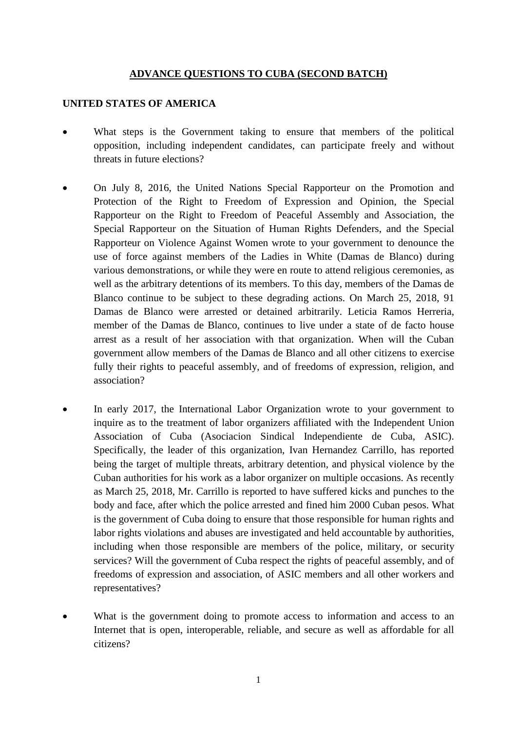# ADVANCE QUESTIONS TO CUBA (SECOND BATCH)

## UNITED STATES OF AMERICA

- What steps is the Government taking to ensure that members of the political opposition, including independent candidates, can participate freely and without threats in future elections?

- On July 8, 2016, the United Nations Special Rapporteur on the Promotion and Protection of the Right to Freedom of Expression and Opinion, the Special Rapporteur on the Right to Freedom of Peaceful Assembly and Association, the Special Rapporteur on the Situation of Human Rights Defenders, and the Special Rapporteur on Violence Against Women wrote to your government to denounce the use of force against members of the Ladies in White (Damas de Blanco) during various demonstrations, or while they were en route to attend religious ceremonies, as well as the arbitrary detentions of its members. To this day, members of the Damas de Blanco continue to be subject to these degrading actions. On March 25, 2018, 91 Damas de Blanco were arrested or detained arbitrarily. Leticia Ramos Herreria, member of the Damas de Blanco, continues to live under a state of de facto house arrest as a result of her association with that organization. When will the Cuban government allow members of the Damas de Blanco and all other citizens to exercise fully their rights to peaceful assembly, and of freedoms of expression, religion, and association?

- In early 2017, the International Labor Organization wrote to your government to inquire as to the treatment of labor organizers affiliated with the Independent Union Association of Cuba (Asociacion Sindical Independiente de Cuba, ASIC). Specifically, the leader of this organization, Ivan Hernandez Carrillo, has reported being the target of multiple threats, arbitrary detention, and physical violence by the Cuban authorities for his work as a labor organizer on multiple occasions. As recently as March 25, 2018, Mr. Carrillo is reported to have suffered kicks and punches to the body and face, after which the police arrested and fined him 2000 Cuban pesos. What is the government of Cuba doing to ensure that those responsible for human rights and labor rights violations and abuses are investigated and held accountable by authorities, including when those responsible are members of the police, military, or security services? Will the government of Cuba respect the rights of peaceful assembly, and of freedoms of expression and association, of ASIC members and all other workers and representatives?

- What is the government doing to promote access to information and access to an Internet that is open, interoperable, reliable, and secure as well as affordable for all citizens?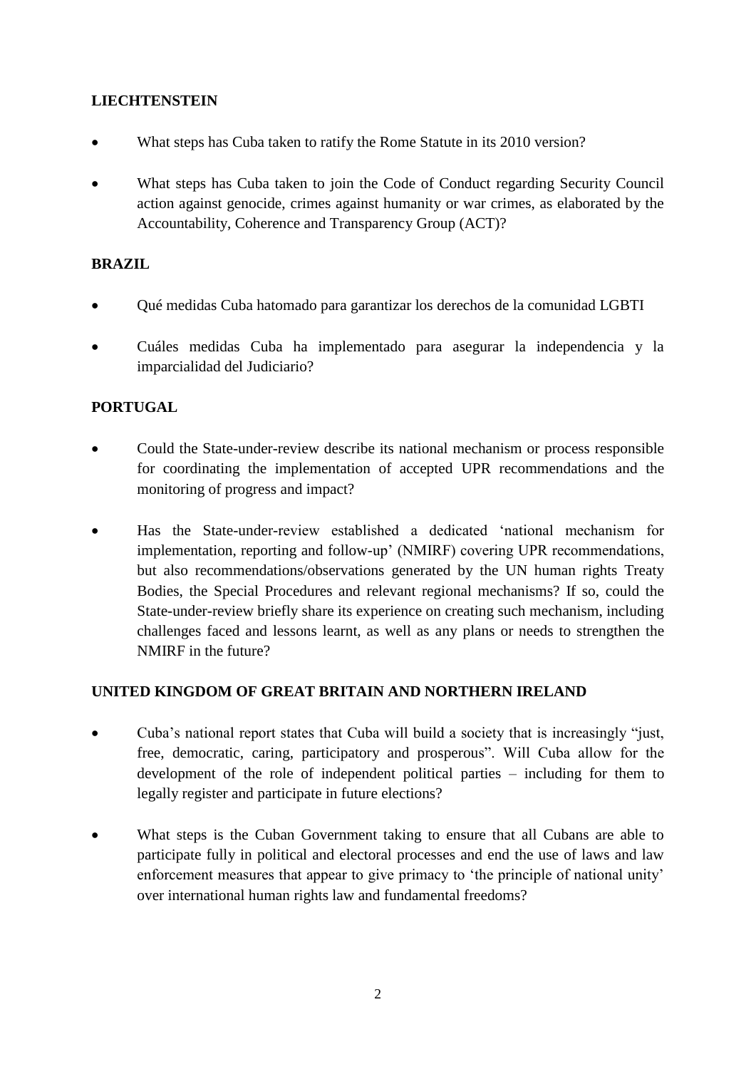**LIECHTENSTEIN**

- What steps has Cuba taken to ratify the Rome Statute in its 2010 version?
- What steps has Cuba taken to join the Code of Conduct regarding Security Council action against genocide, crimes against humanity or war crimes, as elaborated by the Accountability, Coherence and Transparency Group (ACT)?

**BRAZIL**

- Qué medidas Cuba hatomado para garantizar los derechos de la comunidad LGBTI
- Cuáles medidas Cuba ha implementado para asegurar la independencia y la imparcialidad del Judiciario?

**PORTUGAL**

- Could the State-under-review describe its national mechanism or process responsible for coordinating the implementation of accepted UPR recommendations and the monitoring of progress and impact?
- Has the State-under-review established a dedicated 'national mechanism for implementation, reporting and follow-up' (NMIRF) covering UPR recommendations, but also recommendations/observations generated by the UN human rights Treaty Bodies, the Special Procedures and relevant regional mechanisms? If so, could the State-under-review briefly share its experience on creating such mechanism, including challenges faced and lessons learnt, as well as any plans or needs to strengthen the NMIRF in the future?

**UNITED KINGDOM OF GREAT BRITAIN AND NORTHERN IRELAND**

- Cuba's national report states that Cuba will build a society that is increasingly "just, free, democratic, caring, participatory and prosperous". Will Cuba allow for the development of the role of independent political parties – including for them to legally register and participate in future elections?
- What steps is the Cuban Government taking to ensure that all Cubans are able to participate fully in political and electoral processes and end the use of laws and law enforcement measures that appear to give primacy to 'the principle of national unity' over international human rights law and fundamental freedoms?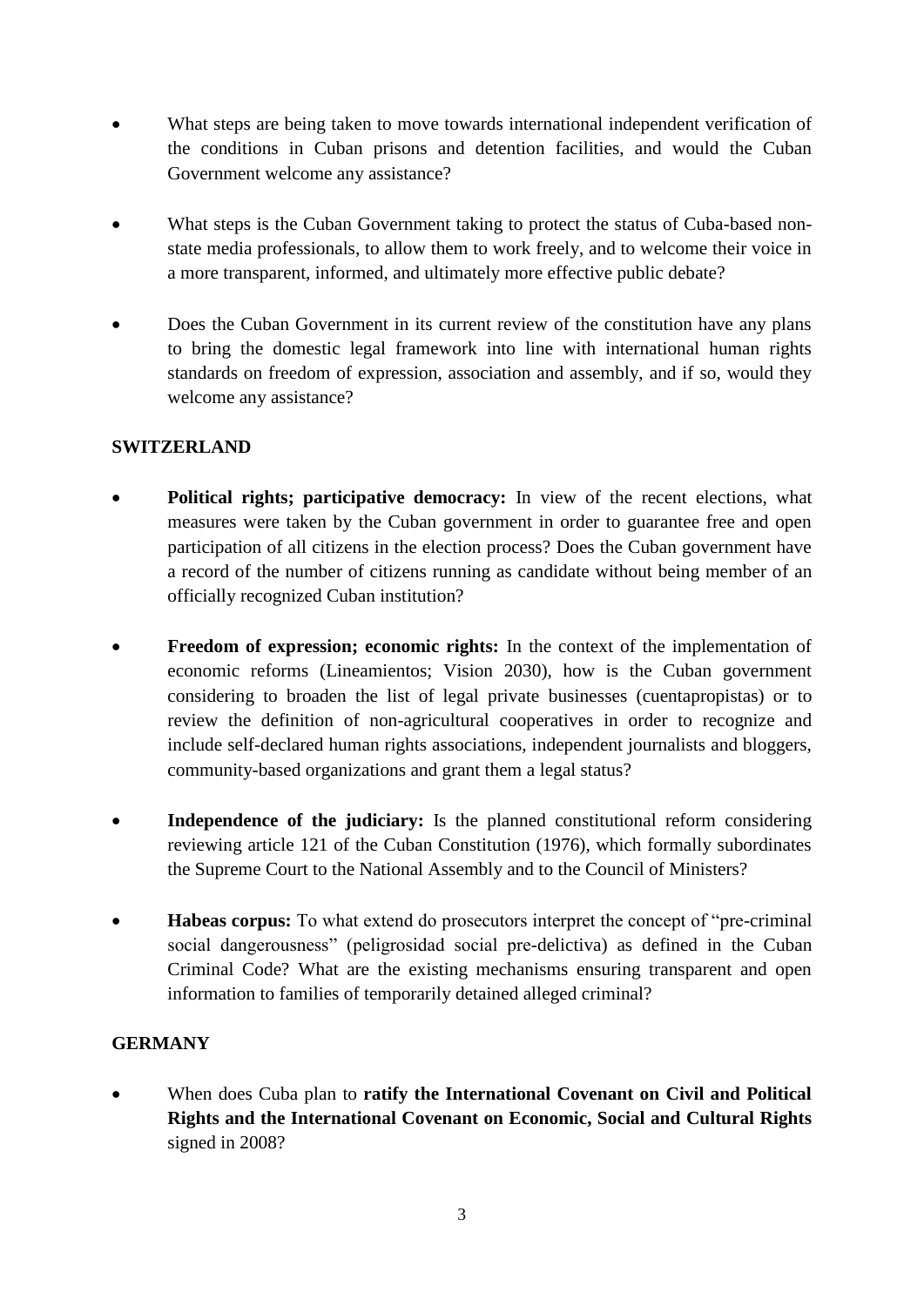- What steps are being taken to move towards international independent verification of the conditions in Cuban prisons and detention facilities, and would the Cuban Government welcome any assistance?

- What steps is the Cuban Government taking to protect the status of Cuba-based non-state media professionals, to allow them to work freely, and to welcome their voice in a more transparent, informed, and ultimately more effective public debate?

- Does the Cuban Government in its current review of the constitution have any plans to bring the domestic legal framework into line with international human rights standards on freedom of expression, association and assembly, and if so, would they welcome any assistance?

**SWITZERLAND**

- **Political rights; participative democracy:** In view of the recent elections, what measures were taken by the Cuban government in order to guarantee free and open participation of all citizens in the election process? Does the Cuban government have a record of the number of citizens running as candidate without being member of an officially recognized Cuban institution?

- **Freedom of expression; economic rights:** In the context of the implementation of economic reforms (Lineamientos; Vision 2030), how is the Cuban government considering to broaden the list of legal private businesses (cuentapropistas) or to review the definition of non-agricultural cooperatives in order to recognize and include self-declared human rights associations, independent journalists and bloggers, community-based organizations and grant them a legal status?

- **Independence of the judiciary:** Is the planned constitutional reform considering reviewing article 121 of the Cuban Constitution (1976), which formally subordinates the Supreme Court to the National Assembly and to the Council of Ministers?

- **Habeas corpus:** To what extend do prosecutors interpret the concept of "pre-criminal social dangerousness" (peligrosidad social pre-delictiva) as defined in the Cuban Criminal Code? What are the existing mechanisms ensuring transparent and open information to families of temporarily detained alleged criminal?

**GERMANY**

- When does Cuba plan to **ratify the International Covenant on Civil and Political Rights and the International Covenant on Economic, Social and Cultural Rights** signed in 2008?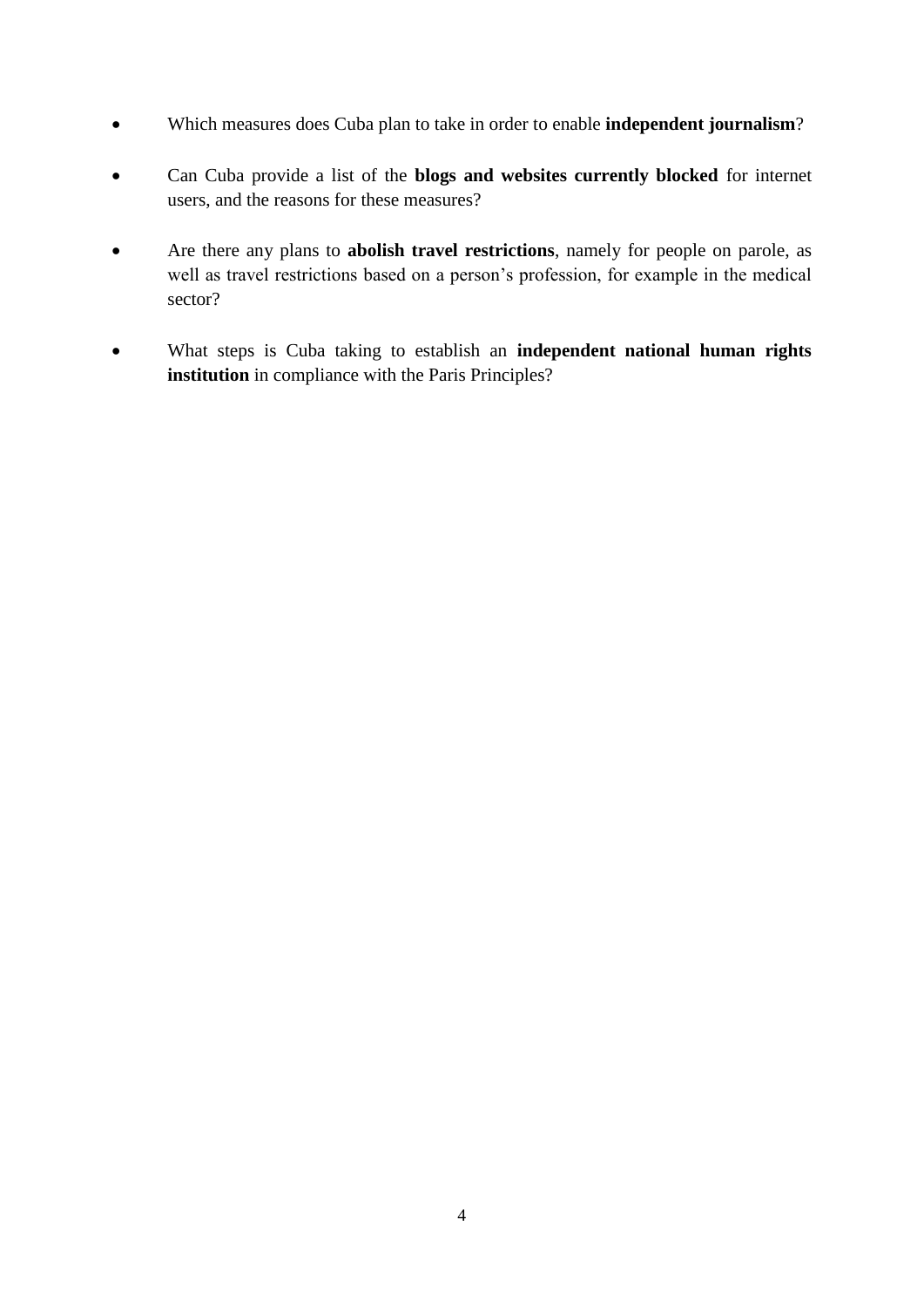- Which measures does Cuba plan to take in order to enable **independent journalism**?

- Can Cuba provide a list of the **blogs and websites currently blocked** for internet users, and the reasons for these measures?

- Are there any plans to **abolish travel restrictions**, namely for people on parole, as well as travel restrictions based on a person's profession, for example in the medical sector?

- What steps is Cuba taking to establish an **independent national human rights institution** in compliance with the Paris Principles?